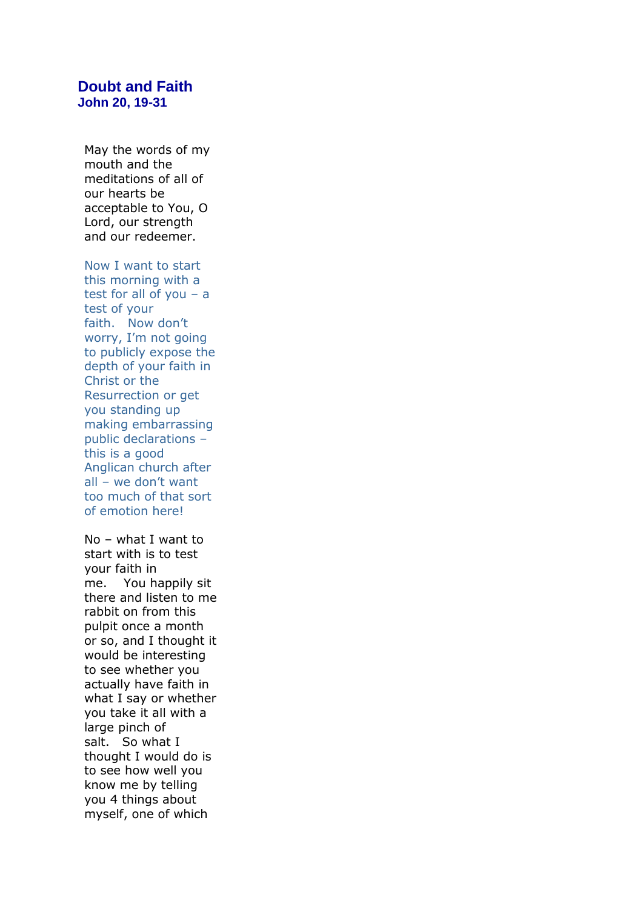# Doubt and Faith

### John 20, 19-31

May the words of my mouth and the meditations of all of our hearts be acceptable to You, O Lord, our strength and our redeemer.

Now I want to start this morning with a test for all of you – a test of your faith. Now don't worry, I'm not going to publicly expose the depth of your faith in Christ or the Resurrection or get you standing up making embarrassing public declarations – this is a good Anglican church after all – we don't want too much of that sort of emotion here!

No – what I want to start with is to test your faith in me. You happily sit there and listen to me rabbit on from this pulpit once a month or so, and I thought it would be interesting to see whether you actually have faith in what I say or whether you take it all with a large pinch of salt. So what I thought I would do is to see how well you know me by telling you 4 things about myself, one of which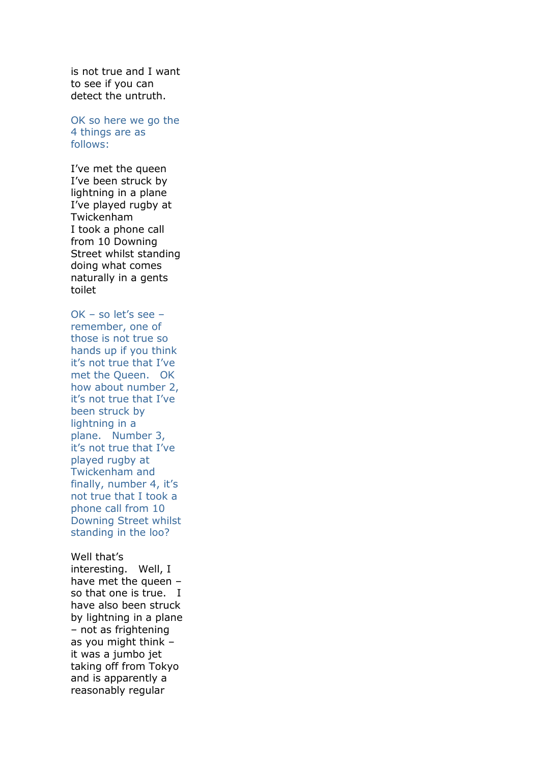is not true and I want to see if you can detect the untruth.

OK so here we go the 4 things are as follows:

I've met the queen
I've been struck by lightning in a plane
I've played rugby at Twickenham
I took a phone call from 10 Downing Street whilst standing doing what comes naturally in a gents toilet

OK – so let's see – remember, one of those is not true so hands up if you think it's not true that I've met the Queen.   OK how about number 2, it's not true that I've been struck by lightning in a plane.   Number 3, it's not true that I've played rugby at Twickenham and finally, number 4, it's not true that I took a phone call from 10 Downing Street whilst standing in the loo?

Well that's interesting.   Well, I have met the queen – so that one is true.   I have also been struck by lightning in a plane – not as frightening as you might think – it was a jumbo jet taking off from Tokyo and is apparently a reasonably regular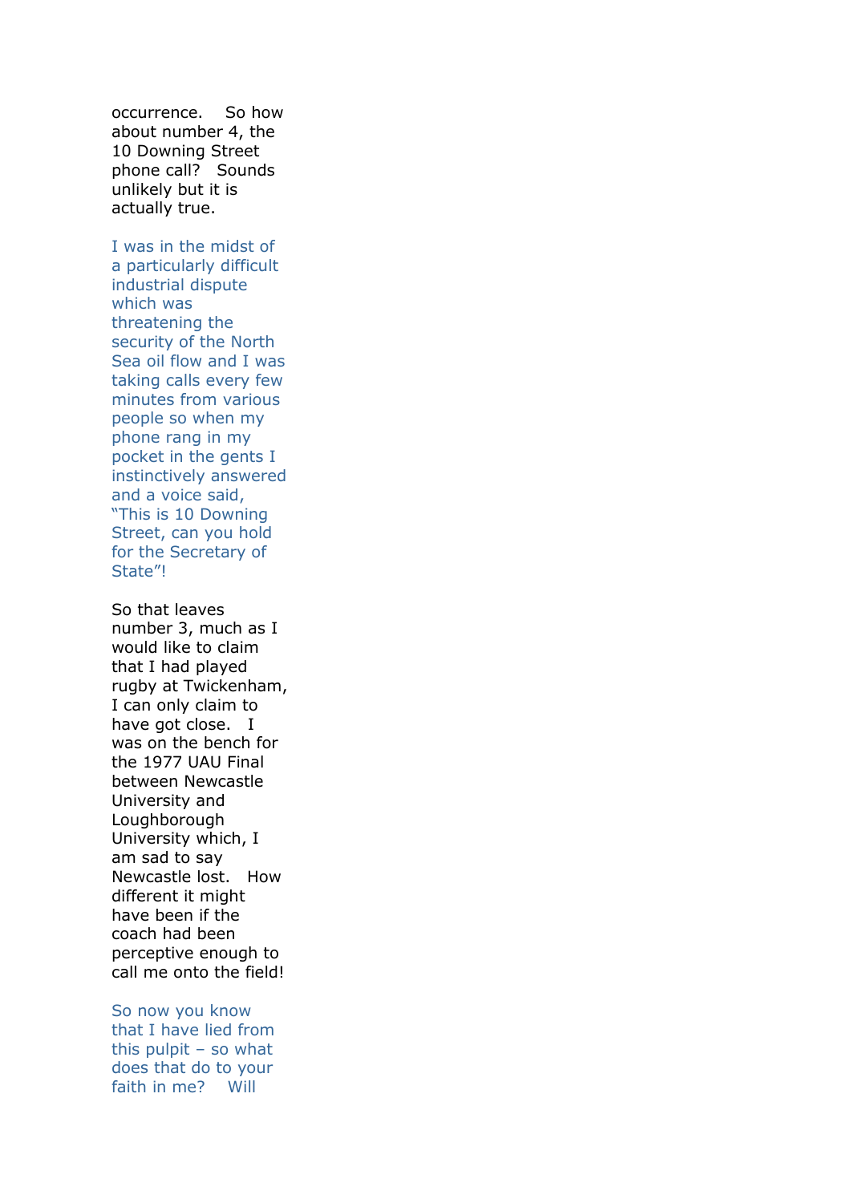occurrence. So how about number 4, the 10 Downing Street phone call? Sounds unlikely but it is actually true.

I was in the midst of a particularly difficult industrial dispute which was threatening the security of the North Sea oil flow and I was taking calls every few minutes from various people so when my phone rang in my pocket in the gents I instinctively answered and a voice said, "This is 10 Downing Street, can you hold for the Secretary of State"!

So that leaves number 3, much as I would like to claim that I had played rugby at Twickenham, I can only claim to have got close. I was on the bench for the 1977 UAU Final between Newcastle University and Loughborough University which, I am sad to say Newcastle lost. How different it might have been if the coach had been perceptive enough to call me onto the field!

So now you know that I have lied from this pulpit – so what does that do to your faith in me? Will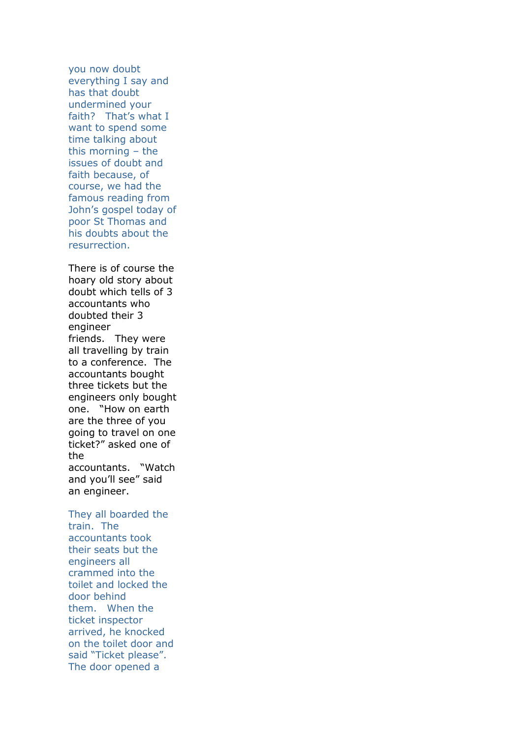you now doubt everything I say and has that doubt undermined your faith? That's what I want to spend some time talking about this morning – the issues of doubt and faith because, of course, we had the famous reading from John's gospel today of poor St Thomas and his doubts about the resurrection.

There is of course the hoary old story about doubt which tells of 3 accountants who doubted their 3 engineer friends. They were all travelling by train to a conference. The accountants bought three tickets but the engineers only bought one. "How on earth are the three of you going to travel on one ticket?" asked one of the accountants. "Watch and you'll see" said an engineer.

They all boarded the train. The accountants took their seats but the engineers all crammed into the toilet and locked the door behind them. When the ticket inspector arrived, he knocked on the toilet door and said "Ticket please". The door opened a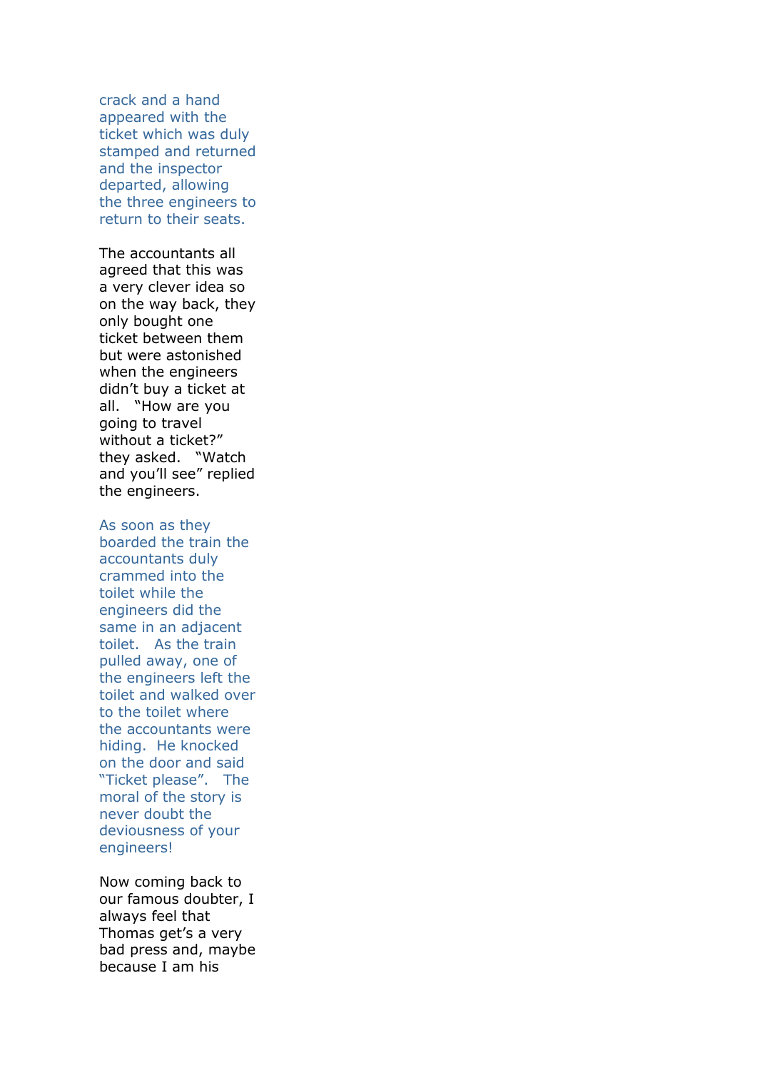crack and a hand appeared with the ticket which was duly stamped and returned and the inspector departed, allowing the three engineers to return to their seats.

The accountants all agreed that this was a very clever idea so on the way back, they only bought one ticket between them but were astonished when the engineers didn't buy a ticket at all. "How are you going to travel without a ticket?" they asked. "Watch and you'll see" replied the engineers.

As soon as they boarded the train the accountants duly crammed into the toilet while the engineers did the same in an adjacent toilet. As the train pulled away, one of the engineers left the toilet and walked over to the toilet where the accountants were hiding. He knocked on the door and said "Ticket please". The moral of the story is never doubt the deviousness of your engineers!

Now coming back to our famous doubter, I always feel that Thomas get's a very bad press and, maybe because I am his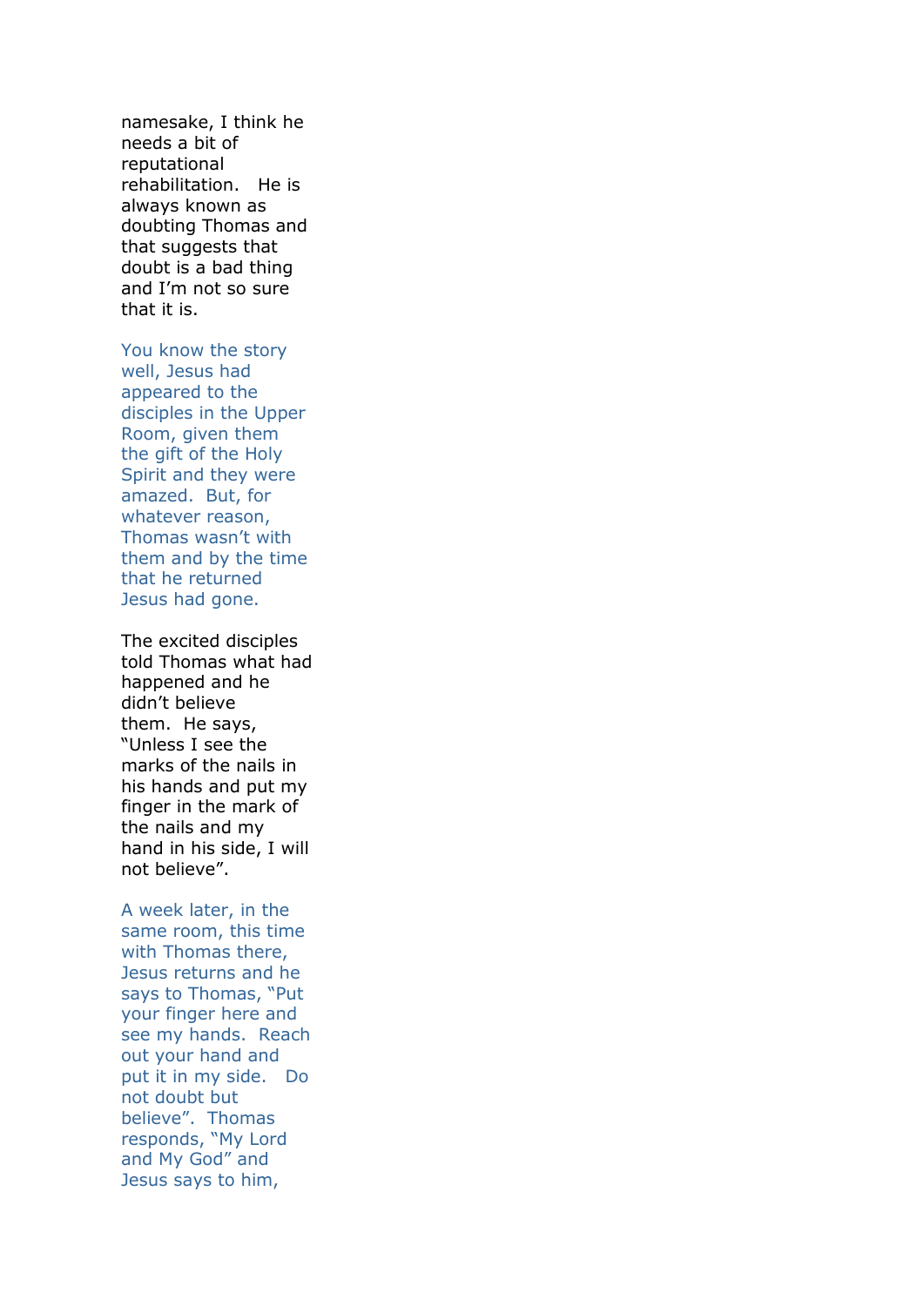namesake, I think he needs a bit of reputational rehabilitation. He is always known as doubting Thomas and that suggests that doubt is a bad thing and I'm not so sure that it is.

You know the story well, Jesus had appeared to the disciples in the Upper Room, given them the gift of the Holy Spirit and they were amazed. But, for whatever reason, Thomas wasn't with them and by the time that he returned Jesus had gone.

The excited disciples told Thomas what had happened and he didn't believe them. He says, "Unless I see the marks of the nails in his hands and put my finger in the mark of the nails and my hand in his side, I will not believe".

A week later, in the same room, this time with Thomas there, Jesus returns and he says to Thomas, "Put your finger here and see my hands. Reach out your hand and put it in my side. Do not doubt but believe". Thomas responds, "My Lord and My God" and Jesus says to him,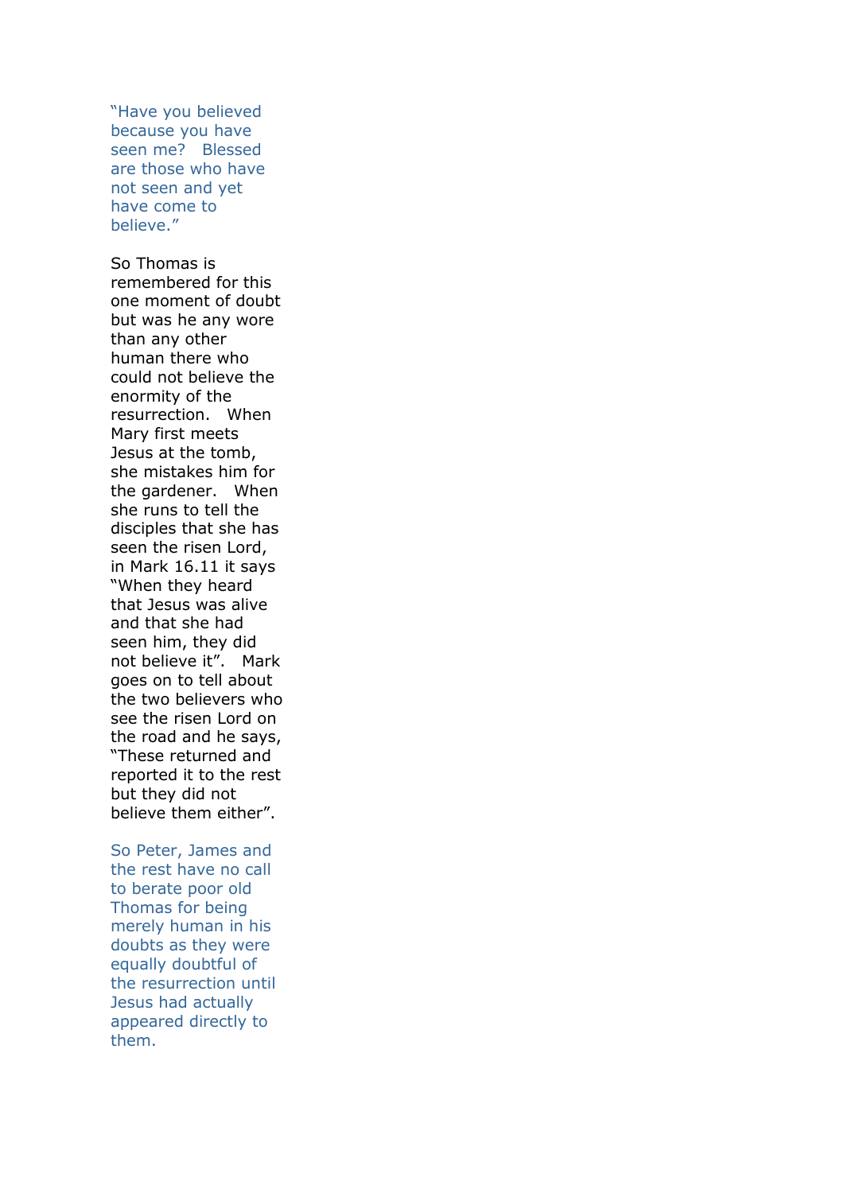"Have you believed because you have seen me?  Blessed are those who have not seen and yet have come to believe."

So Thomas is remembered for this one moment of doubt but was he any wore than any other human there who could not believe the enormity of the resurrection.  When Mary first meets Jesus at the tomb, she mistakes him for the gardener.  When she runs to tell the disciples that she has seen the risen Lord, in Mark 16.11 it says "When they heard that Jesus was alive and that she had seen him, they did not believe it".  Mark goes on to tell about the two believers who see the risen Lord on the road and he says, "These returned and reported it to the rest but they did not believe them either".

So Peter, James and the rest have no call to berate poor old Thomas for being merely human in his doubts as they were equally doubtful of the resurrection until Jesus had actually appeared directly to them.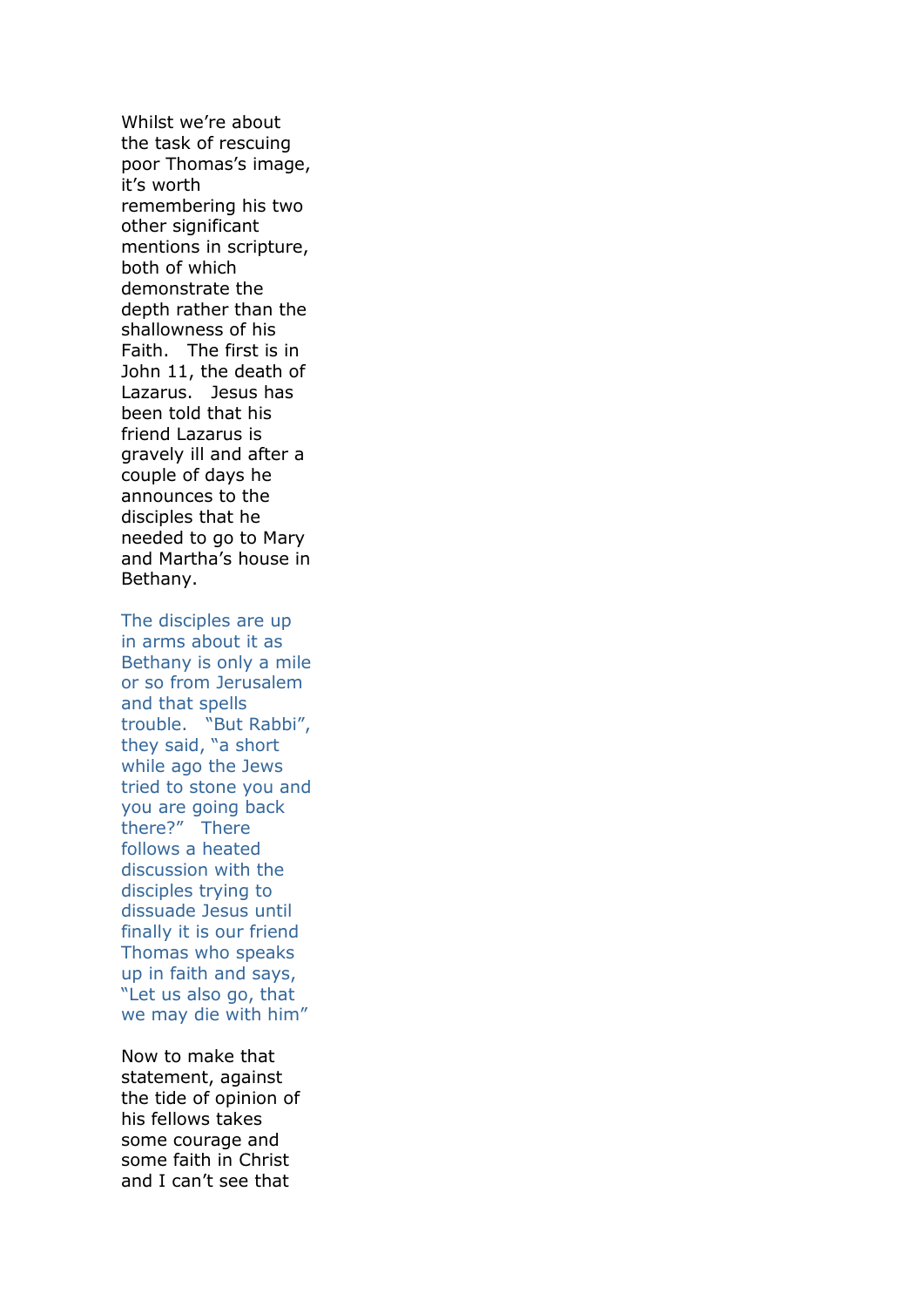Whilst we're about the task of rescuing poor Thomas's image, it's worth remembering his two other significant mentions in scripture, both of which demonstrate the depth rather than the shallowness of his Faith.   The first is in John 11, the death of Lazarus.   Jesus has been told that his friend Lazarus is gravely ill and after a couple of days he announces to the disciples that he needed to go to Mary and Martha's house in Bethany.

The disciples are up in arms about it as Bethany is only a mile or so from Jerusalem and that spells trouble.   "But Rabbi", they said, "a short while ago the Jews tried to stone you and you are going back there?"   There follows a heated discussion with the disciples trying to dissuade Jesus until finally it is our friend Thomas who speaks up in faith and says, "Let us also go, that we may die with him"

Now to make that statement, against the tide of opinion of his fellows takes some courage and some faith in Christ and I can't see that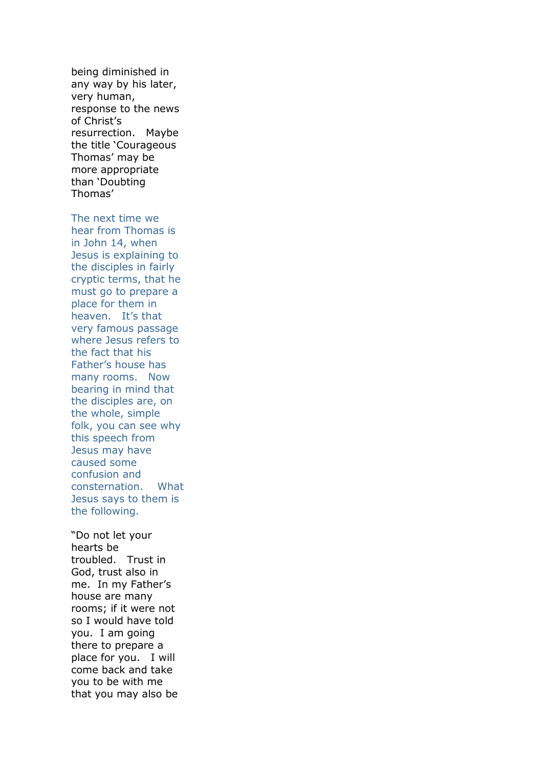being diminished in any way by his later, very human, response to the news of Christ's resurrection. Maybe the title 'Courageous Thomas' may be more appropriate than 'Doubting Thomas'

The next time we hear from Thomas is in John 14, when Jesus is explaining to the disciples in fairly cryptic terms, that he must go to prepare a place for them in heaven. It's that very famous passage where Jesus refers to the fact that his Father's house has many rooms. Now bearing in mind that the disciples are, on the whole, simple folk, you can see why this speech from Jesus may have caused some confusion and consternation. What Jesus says to them is the following.

"Do not let your hearts be troubled. Trust in God, trust also in me. In my Father's house are many rooms; if it were not so I would have told you. I am going there to prepare a place for you. I will come back and take you to be with me that you may also be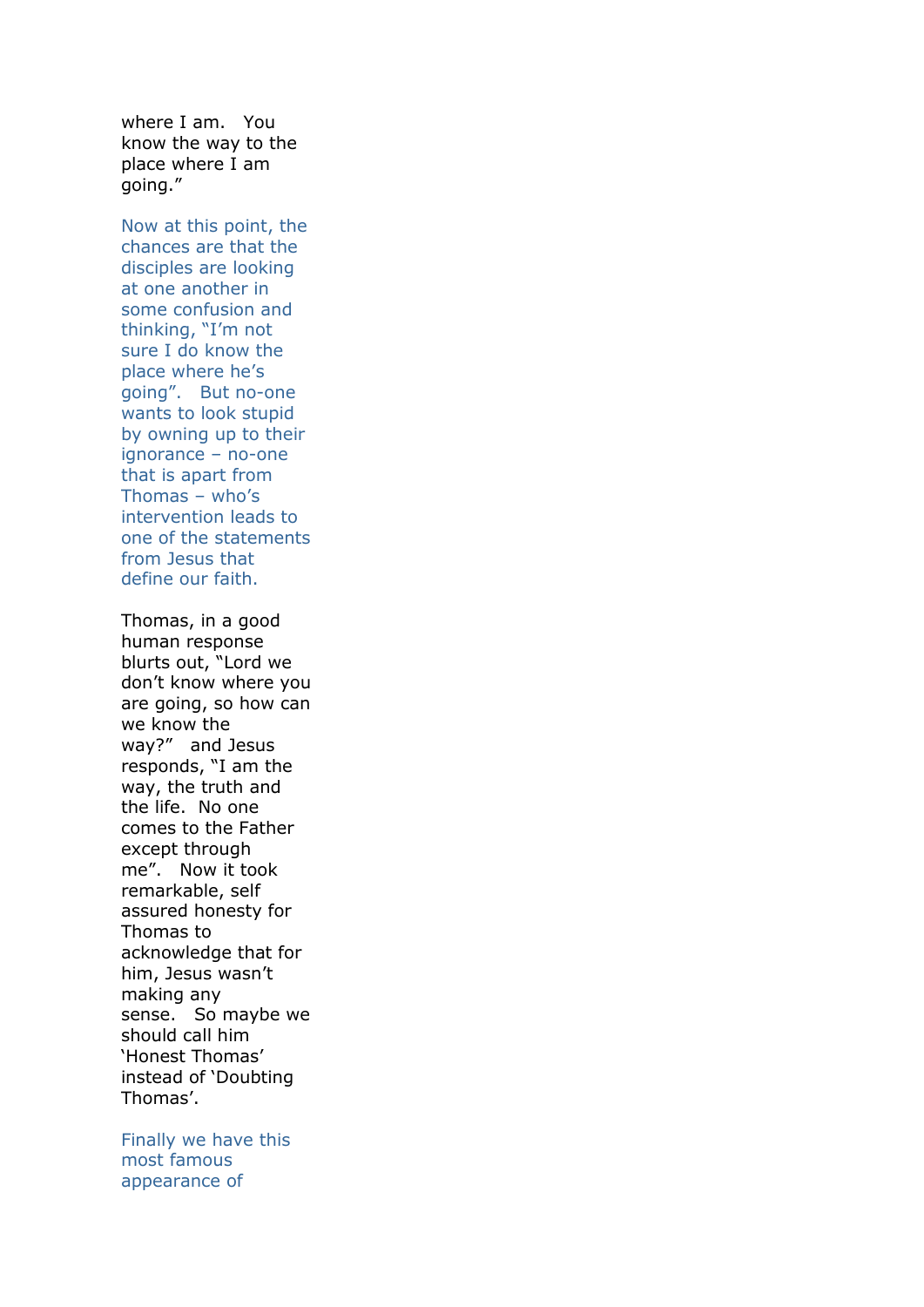where I am.  You know the way to the place where I am going."

Now at this point, the chances are that the disciples are looking at one another in some confusion and thinking, "I'm not sure I do know the place where he's going".  But no-one wants to look stupid by owning up to their ignorance – no-one that is apart from Thomas – who's intervention leads to one of the statements from Jesus that define our faith.

Thomas, in a good human response blurts out, "Lord we don't know where you are going, so how can we know the way?"  and Jesus responds, "I am the way, the truth and the life.  No one comes to the Father except through me".  Now it took remarkable, self assured honesty for Thomas to acknowledge that for him, Jesus wasn't making any sense.  So maybe we should call him 'Honest Thomas' instead of 'Doubting Thomas'.

Finally we have this most famous appearance of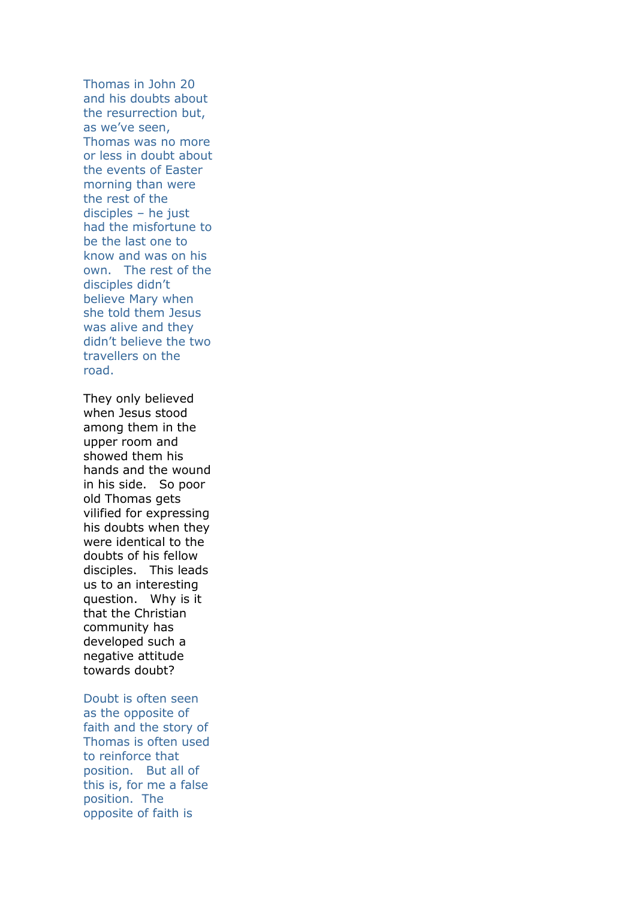Thomas in John 20 and his doubts about the resurrection but, as we've seen, Thomas was no more or less in doubt about the events of Easter morning than were the rest of the disciples – he just had the misfortune to be the last one to know and was on his own.  The rest of the disciples didn't believe Mary when she told them Jesus was alive and they didn't believe the two travellers on the road.

They only believed when Jesus stood among them in the upper room and showed them his hands and the wound in his side.  So poor old Thomas gets vilified for expressing his doubts when they were identical to the doubts of his fellow disciples.  This leads us to an interesting question.  Why is it that the Christian community has developed such a negative attitude towards doubt?

Doubt is often seen as the opposite of faith and the story of Thomas is often used to reinforce that position.  But all of this is, for me a false position.  The opposite of faith is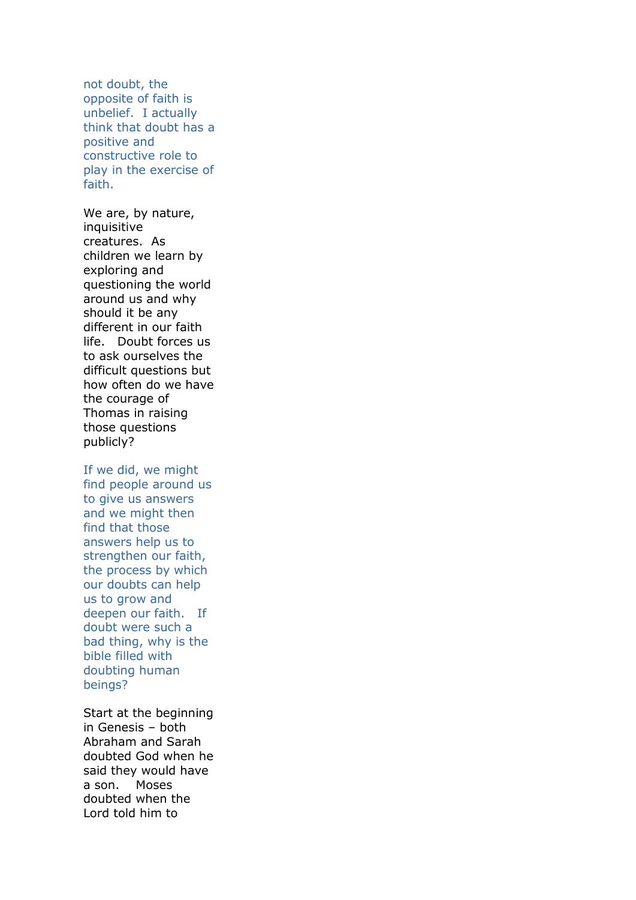not doubt, the opposite of faith is unbelief. I actually think that doubt has a positive and constructive role to play in the exercise of faith.

We are, by nature, inquisitive creatures. As children we learn by exploring and questioning the world around us and why should it be any different in our faith life. Doubt forces us to ask ourselves the difficult questions but how often do we have the courage of Thomas in raising those questions publicly?

If we did, we might find people around us to give us answers and we might then find that those answers help us to strengthen our faith, the process by which our doubts can help us to grow and deepen our faith. If doubt were such a bad thing, why is the bible filled with doubting human beings?

Start at the beginning in Genesis – both Abraham and Sarah doubted God when he said they would have a son. Moses doubted when the Lord told him to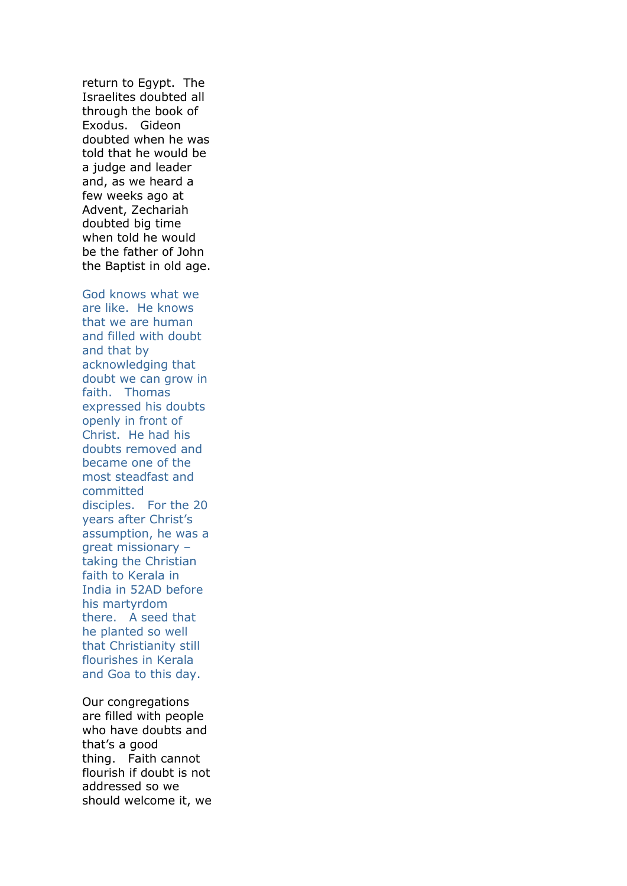return to Egypt. The Israelites doubted all through the book of Exodus. Gideon doubted when he was told that he would be a judge and leader and, as we heard a few weeks ago at Advent, Zechariah doubted big time when told he would be the father of John the Baptist in old age.

God knows what we are like. He knows that we are human and filled with doubt and that by acknowledging that doubt we can grow in faith. Thomas expressed his doubts openly in front of Christ. He had his doubts removed and became one of the most steadfast and committed disciples. For the 20 years after Christ's assumption, he was a great missionary – taking the Christian faith to Kerala in India in 52AD before his martyrdom there. A seed that he planted so well that Christianity still flourishes in Kerala and Goa to this day.

Our congregations are filled with people who have doubts and that's a good thing. Faith cannot flourish if doubt is not addressed so we should welcome it, we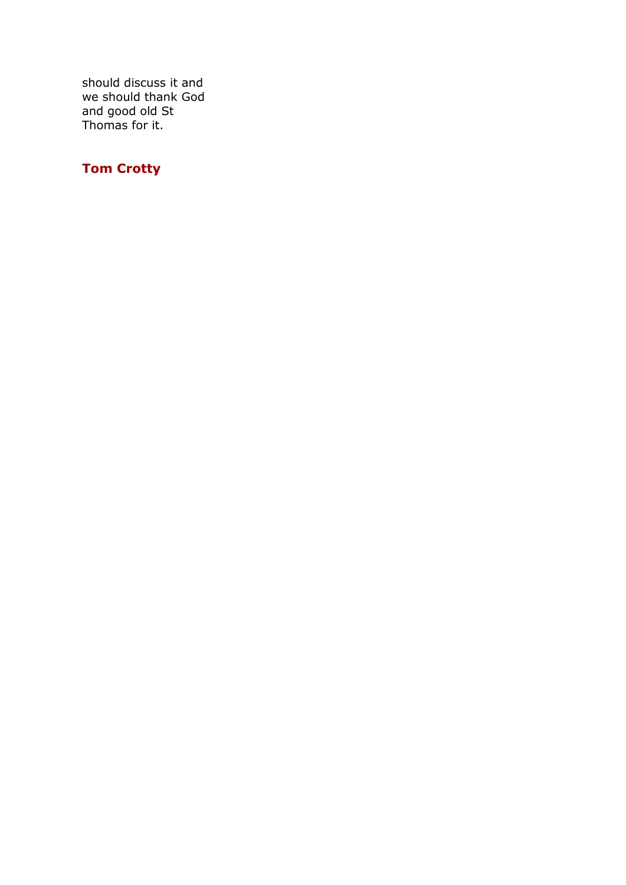should discuss it and we should thank God and good old St Thomas for it.

**Tom Crotty**